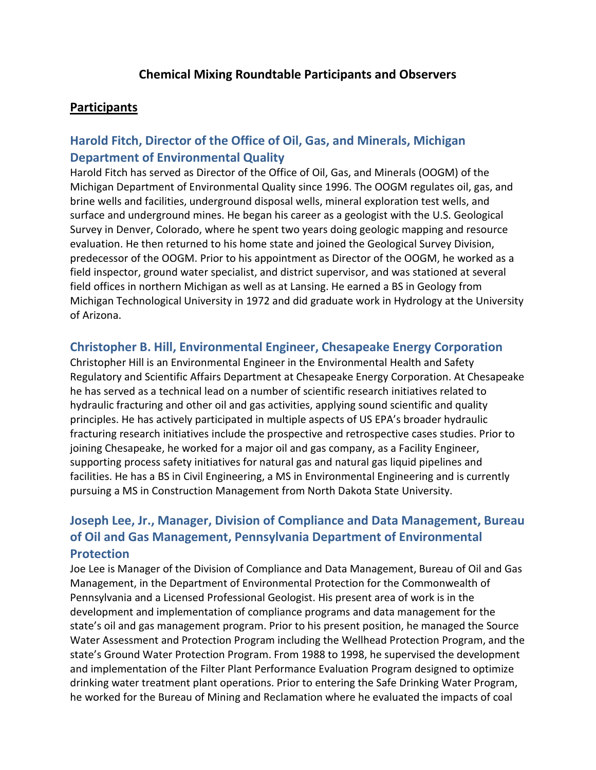# Chemical Mixing Roundtable Participants and Observers

## Participants

### Harold Fitch, Director of the Office of Oil, Gas, and Minerals, Michigan Department of Environmental Quality

Harold Fitch has served as Director of the Office of Oil, Gas, and Minerals (OOGM) of the Michigan Department of Environmental Quality since 1996. The OOGM regulates oil, gas, and brine wells and facilities, underground disposal wells, mineral exploration test wells, and surface and underground mines. He began his career as a geologist with the U.S. Geological Survey in Denver, Colorado, where he spent two years doing geologic mapping and resource evaluation. He then returned to his home state and joined the Geological Survey Division, predecessor of the OOGM. Prior to his appointment as Director of the OOGM, he worked as a field inspector, ground water specialist, and district supervisor, and was stationed at several field offices in northern Michigan as well as at Lansing. He earned a BS in Geology from Michigan Technological University in 1972 and did graduate work in Hydrology at the University of Arizona.

### Christopher B. Hill, Environmental Engineer, Chesapeake Energy Corporation

Christopher Hill is an Environmental Engineer in the Environmental Health and Safety Regulatory and Scientific Affairs Department at Chesapeake Energy Corporation. At Chesapeake he has served as a technical lead on a number of scientific research initiatives related to hydraulic fracturing and other oil and gas activities, applying sound scientific and quality principles. He has actively participated in multiple aspects of US EPA's broader hydraulic fracturing research initiatives include the prospective and retrospective cases studies. Prior to joining Chesapeake, he worked for a major oil and gas company, as a Facility Engineer, supporting process safety initiatives for natural gas and natural gas liquid pipelines and facilities. He has a BS in Civil Engineering, a MS in Environmental Engineering and is currently pursuing a MS in Construction Management from North Dakota State University.

### Joseph Lee, Jr., Manager, Division of Compliance and Data Management, Bureau of Oil and Gas Management, Pennsylvania Department of Environmental Protection

Joe Lee is Manager of the Division of Compliance and Data Management, Bureau of Oil and Gas Management, in the Department of Environmental Protection for the Commonwealth of Pennsylvania and a Licensed Professional Geologist. His present area of work is in the development and implementation of compliance programs and data management for the state's oil and gas management program. Prior to his present position, he managed the Source Water Assessment and Protection Program including the Wellhead Protection Program, and the state's Ground Water Protection Program. From 1988 to 1998, he supervised the development and implementation of the Filter Plant Performance Evaluation Program designed to optimize drinking water treatment plant operations. Prior to entering the Safe Drinking Water Program, he worked for the Bureau of Mining and Reclamation where he evaluated the impacts of coal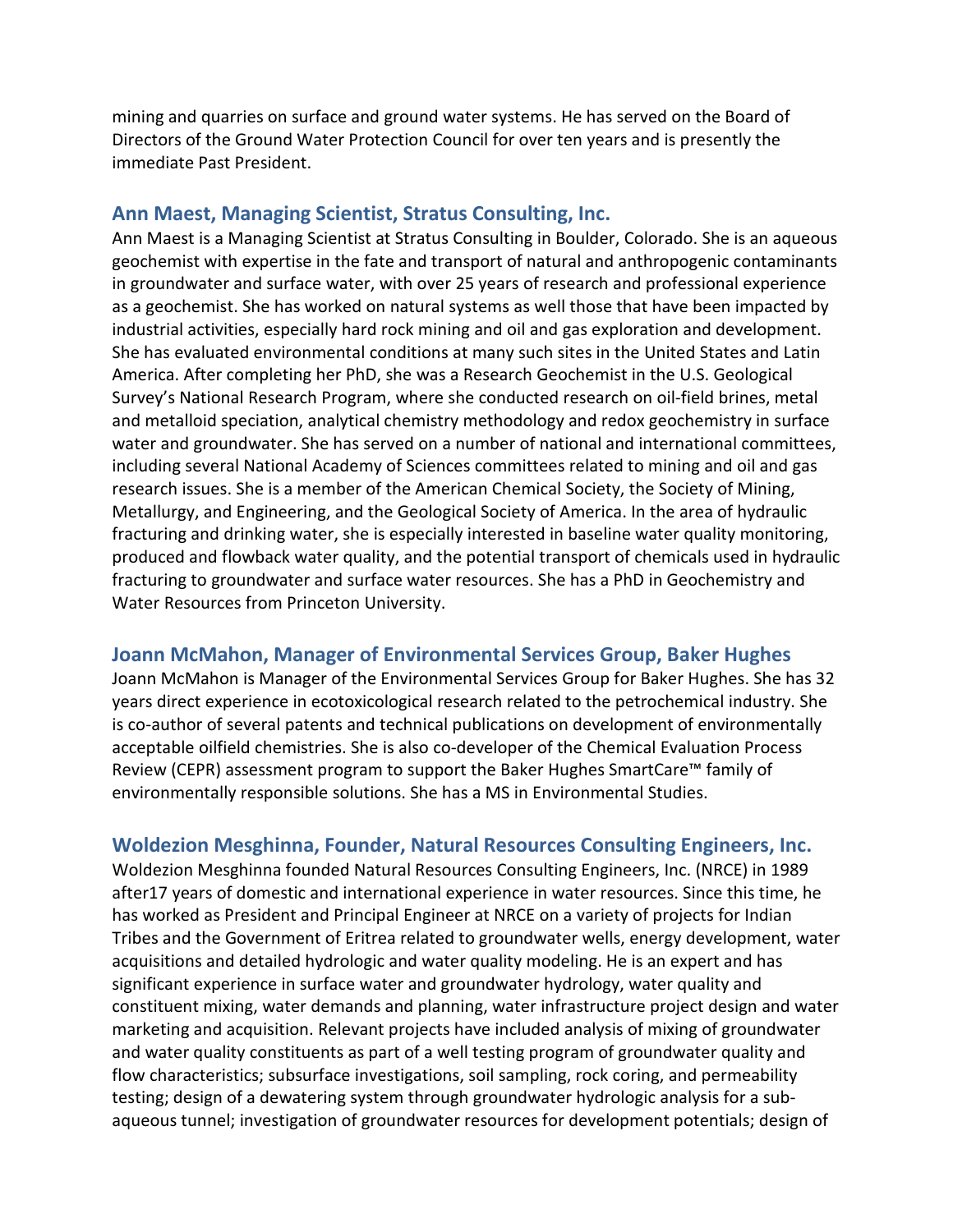mining and quarries on surface and ground water systems. He has served on the Board of Directors of the Ground Water Protection Council for over ten years and is presently the immediate Past President.

### Ann Maest, Managing Scientist, Stratus Consulting, Inc.

Ann Maest is a Managing Scientist at Stratus Consulting in Boulder, Colorado. She is an aqueous geochemist with expertise in the fate and transport of natural and anthropogenic contaminants in groundwater and surface water, with over 25 years of research and professional experience as a geochemist. She has worked on natural systems as well those that have been impacted by industrial activities, especially hard rock mining and oil and gas exploration and development. She has evaluated environmental conditions at many such sites in the United States and Latin America. After completing her PhD, she was a Research Geochemist in the U.S. Geological Survey's National Research Program, where she conducted research on oil-field brines, metal and metalloid speciation, analytical chemistry methodology and redox geochemistry in surface water and groundwater. She has served on a number of national and international committees, including several National Academy of Sciences committees related to mining and oil and gas research issues. She is a member of the American Chemical Society, the Society of Mining, Metallurgy, and Engineering, and the Geological Society of America. In the area of hydraulic fracturing and drinking water, she is especially interested in baseline water quality monitoring, produced and flowback water quality, and the potential transport of chemicals used in hydraulic fracturing to groundwater and surface water resources. She has a PhD in Geochemistry and Water Resources from Princeton University.

### Joann McMahon, Manager of Environmental Services Group, Baker Hughes

Joann McMahon is Manager of the Environmental Services Group for Baker Hughes. She has 32 years direct experience in ecotoxicological research related to the petrochemical industry. She is co-author of several patents and technical publications on development of environmentally acceptable oilfield chemistries. She is also co-developer of the Chemical Evaluation Process Review (CEPR) assessment program to support the Baker Hughes SmartCare™ family of environmentally responsible solutions. She has a MS in Environmental Studies.

### Woldezion Mesghinna, Founder, Natural Resources Consulting Engineers, Inc.

Woldezion Mesghinna founded Natural Resources Consulting Engineers, Inc. (NRCE) in 1989 after17 years of domestic and international experience in water resources. Since this time, he has worked as President and Principal Engineer at NRCE on a variety of projects for Indian Tribes and the Government of Eritrea related to groundwater wells, energy development, water acquisitions and detailed hydrologic and water quality modeling. He is an expert and has significant experience in surface water and groundwater hydrology, water quality and constituent mixing, water demands and planning, water infrastructure project design and water marketing and acquisition. Relevant projects have included analysis of mixing of groundwater and water quality constituents as part of a well testing program of groundwater quality and flow characteristics; subsurface investigations, soil sampling, rock coring, and permeability testing; design of a dewatering system through groundwater hydrologic analysis for a sub-aqueous tunnel; investigation of groundwater resources for development potentials; design of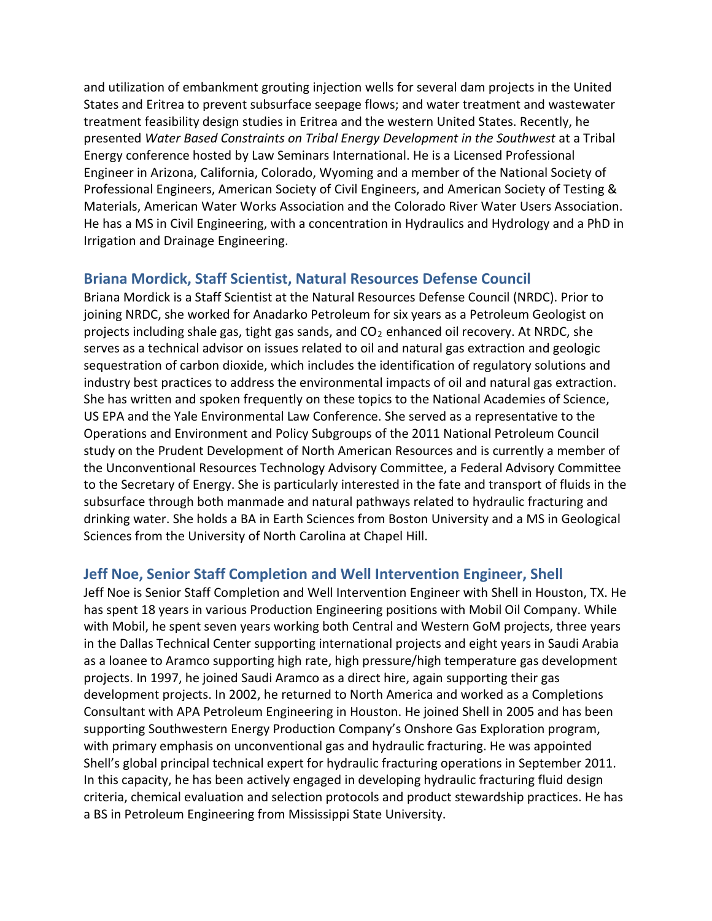and utilization of embankment grouting injection wells for several dam projects in the United States and Eritrea to prevent subsurface seepage flows; and water treatment and wastewater treatment feasibility design studies in Eritrea and the western United States. Recently, he presented *Water Based Constraints on Tribal Energy Development in the Southwest* at a Tribal Energy conference hosted by Law Seminars International. He is a Licensed Professional Engineer in Arizona, California, Colorado, Wyoming and a member of the National Society of Professional Engineers, American Society of Civil Engineers, and American Society of Testing & Materials, American Water Works Association and the Colorado River Water Users Association. He has a MS in Civil Engineering, with a concentration in Hydraulics and Hydrology and a PhD in Irrigation and Drainage Engineering.

## Briana Mordick, Staff Scientist, Natural Resources Defense Council

Briana Mordick is a Staff Scientist at the Natural Resources Defense Council (NRDC). Prior to joining NRDC, she worked for Anadarko Petroleum for six years as a Petroleum Geologist on projects including shale gas, tight gas sands, and $CO_2$ enhanced oil recovery. At NRDC, she serves as a technical advisor on issues related to oil and natural gas extraction and geologic sequestration of carbon dioxide, which includes the identification of regulatory solutions and industry best practices to address the environmental impacts of oil and natural gas extraction. She has written and spoken frequently on these topics to the National Academies of Science, US EPA and the Yale Environmental Law Conference. She served as a representative to the Operations and Environment and Policy Subgroups of the 2011 National Petroleum Council study on the Prudent Development of North American Resources and is currently a member of the Unconventional Resources Technology Advisory Committee, a Federal Advisory Committee to the Secretary of Energy. She is particularly interested in the fate and transport of fluids in the subsurface through both manmade and natural pathways related to hydraulic fracturing and drinking water. She holds a BA in Earth Sciences from Boston University and a MS in Geological Sciences from the University of North Carolina at Chapel Hill.

## Jeff Noe, Senior Staff Completion and Well Intervention Engineer, Shell

Jeff Noe is Senior Staff Completion and Well Intervention Engineer with Shell in Houston, TX. He has spent 18 years in various Production Engineering positions with Mobil Oil Company. While with Mobil, he spent seven years working both Central and Western GoM projects, three years in the Dallas Technical Center supporting international projects and eight years in Saudi Arabia as a loanee to Aramco supporting high rate, high pressure/high temperature gas development projects. In 1997, he joined Saudi Aramco as a direct hire, again supporting their gas development projects. In 2002, he returned to North America and worked as a Completions Consultant with APA Petroleum Engineering in Houston. He joined Shell in 2005 and has been supporting Southwestern Energy Production Company's Onshore Gas Exploration program, with primary emphasis on unconventional gas and hydraulic fracturing. He was appointed Shell's global principal technical expert for hydraulic fracturing operations in September 2011. In this capacity, he has been actively engaged in developing hydraulic fracturing fluid design criteria, chemical evaluation and selection protocols and product stewardship practices. He has a BS in Petroleum Engineering from Mississippi State University.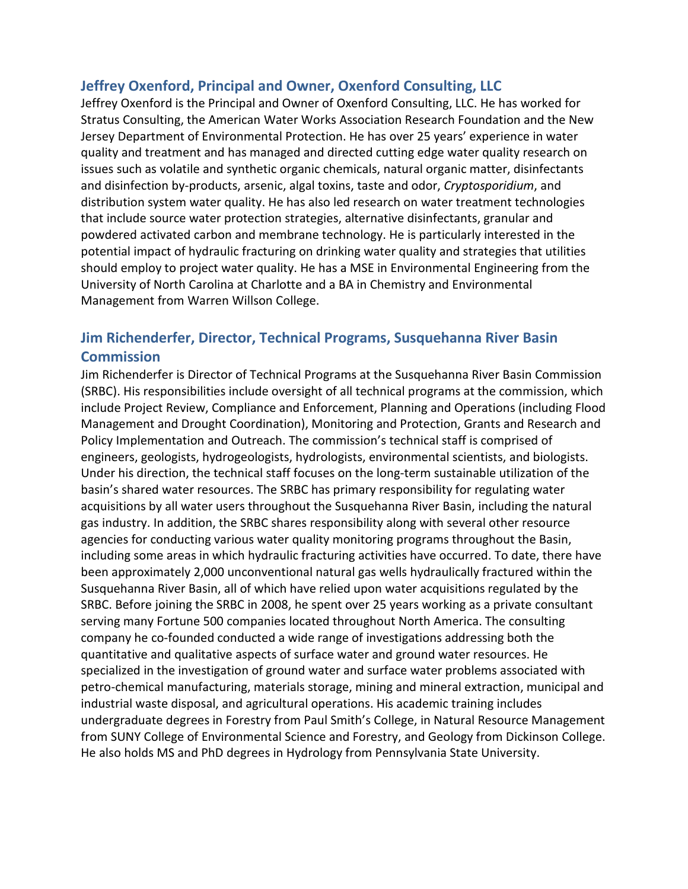### Jeffrey Oxenford, Principal and Owner, Oxenford Consulting, LLC

Jeffrey Oxenford is the Principal and Owner of Oxenford Consulting, LLC. He has worked for Stratus Consulting, the American Water Works Association Research Foundation and the New Jersey Department of Environmental Protection. He has over 25 years' experience in water quality and treatment and has managed and directed cutting edge water quality research on issues such as volatile and synthetic organic chemicals, natural organic matter, disinfectants and disinfection by-products, arsenic, algal toxins, taste and odor, *Cryptosporidium*, and distribution system water quality. He has also led research on water treatment technologies that include source water protection strategies, alternative disinfectants, granular and powdered activated carbon and membrane technology. He is particularly interested in the potential impact of hydraulic fracturing on drinking water quality and strategies that utilities should employ to project water quality. He has a MSE in Environmental Engineering from the University of North Carolina at Charlotte and a BA in Chemistry and Environmental Management from Warren Willson College.

### Jim Richenderfer, Director, Technical Programs, Susquehanna River Basin Commission

Jim Richenderfer is Director of Technical Programs at the Susquehanna River Basin Commission (SRBC). His responsibilities include oversight of all technical programs at the commission, which include Project Review, Compliance and Enforcement, Planning and Operations (including Flood Management and Drought Coordination), Monitoring and Protection, Grants and Research and Policy Implementation and Outreach. The commission's technical staff is comprised of engineers, geologists, hydrogeologists, hydrologists, environmental scientists, and biologists. Under his direction, the technical staff focuses on the long-term sustainable utilization of the basin's shared water resources. The SRBC has primary responsibility for regulating water acquisitions by all water users throughout the Susquehanna River Basin, including the natural gas industry. In addition, the SRBC shares responsibility along with several other resource agencies for conducting various water quality monitoring programs throughout the Basin, including some areas in which hydraulic fracturing activities have occurred. To date, there have been approximately 2,000 unconventional natural gas wells hydraulically fractured within the Susquehanna River Basin, all of which have relied upon water acquisitions regulated by the SRBC. Before joining the SRBC in 2008, he spent over 25 years working as a private consultant serving many Fortune 500 companies located throughout North America. The consulting company he co-founded conducted a wide range of investigations addressing both the quantitative and qualitative aspects of surface water and ground water resources. He specialized in the investigation of ground water and surface water problems associated with petro-chemical manufacturing, materials storage, mining and mineral extraction, municipal and industrial waste disposal, and agricultural operations. His academic training includes undergraduate degrees in Forestry from Paul Smith's College, in Natural Resource Management from SUNY College of Environmental Science and Forestry, and Geology from Dickinson College. He also holds MS and PhD degrees in Hydrology from Pennsylvania State University.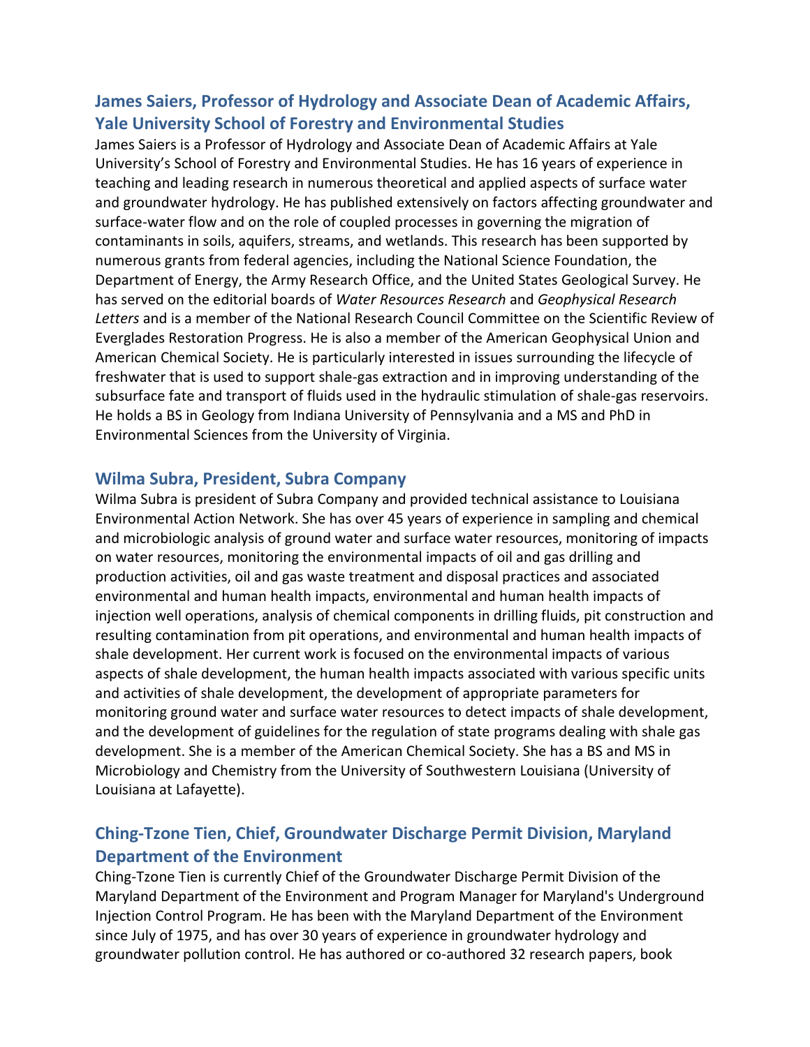### James Saiers, Professor of Hydrology and Associate Dean of Academic Affairs, Yale University School of Forestry and Environmental Studies

James Saiers is a Professor of Hydrology and Associate Dean of Academic Affairs at Yale University's School of Forestry and Environmental Studies. He has 16 years of experience in teaching and leading research in numerous theoretical and applied aspects of surface water and groundwater hydrology. He has published extensively on factors affecting groundwater and surface-water flow and on the role of coupled processes in governing the migration of contaminants in soils, aquifers, streams, and wetlands. This research has been supported by numerous grants from federal agencies, including the National Science Foundation, the Department of Energy, the Army Research Office, and the United States Geological Survey. He has served on the editorial boards of *Water Resources Research* and *Geophysical Research Letters* and is a member of the National Research Council Committee on the Scientific Review of Everglades Restoration Progress. He is also a member of the American Geophysical Union and American Chemical Society. He is particularly interested in issues surrounding the lifecycle of freshwater that is used to support shale-gas extraction and in improving understanding of the subsurface fate and transport of fluids used in the hydraulic stimulation of shale-gas reservoirs. He holds a BS in Geology from Indiana University of Pennsylvania and a MS and PhD in Environmental Sciences from the University of Virginia.

### Wilma Subra, President, Subra Company

Wilma Subra is president of Subra Company and provided technical assistance to Louisiana Environmental Action Network. She has over 45 years of experience in sampling and chemical and microbiologic analysis of ground water and surface water resources, monitoring of impacts on water resources, monitoring the environmental impacts of oil and gas drilling and production activities, oil and gas waste treatment and disposal practices and associated environmental and human health impacts, environmental and human health impacts of injection well operations, analysis of chemical components in drilling fluids, pit construction and resulting contamination from pit operations, and environmental and human health impacts of shale development. Her current work is focused on the environmental impacts of various aspects of shale development, the human health impacts associated with various specific units and activities of shale development, the development of appropriate parameters for monitoring ground water and surface water resources to detect impacts of shale development, and the development of guidelines for the regulation of state programs dealing with shale gas development. She is a member of the American Chemical Society. She has a BS and MS in Microbiology and Chemistry from the University of Southwestern Louisiana (University of Louisiana at Lafayette).

### Ching-Tzone Tien, Chief, Groundwater Discharge Permit Division, Maryland Department of the Environment

Ching-Tzone Tien is currently Chief of the Groundwater Discharge Permit Division of the Maryland Department of the Environment and Program Manager for Maryland's Underground Injection Control Program. He has been with the Maryland Department of the Environment since July of 1975, and has over 30 years of experience in groundwater hydrology and groundwater pollution control. He has authored or co-authored 32 research papers, book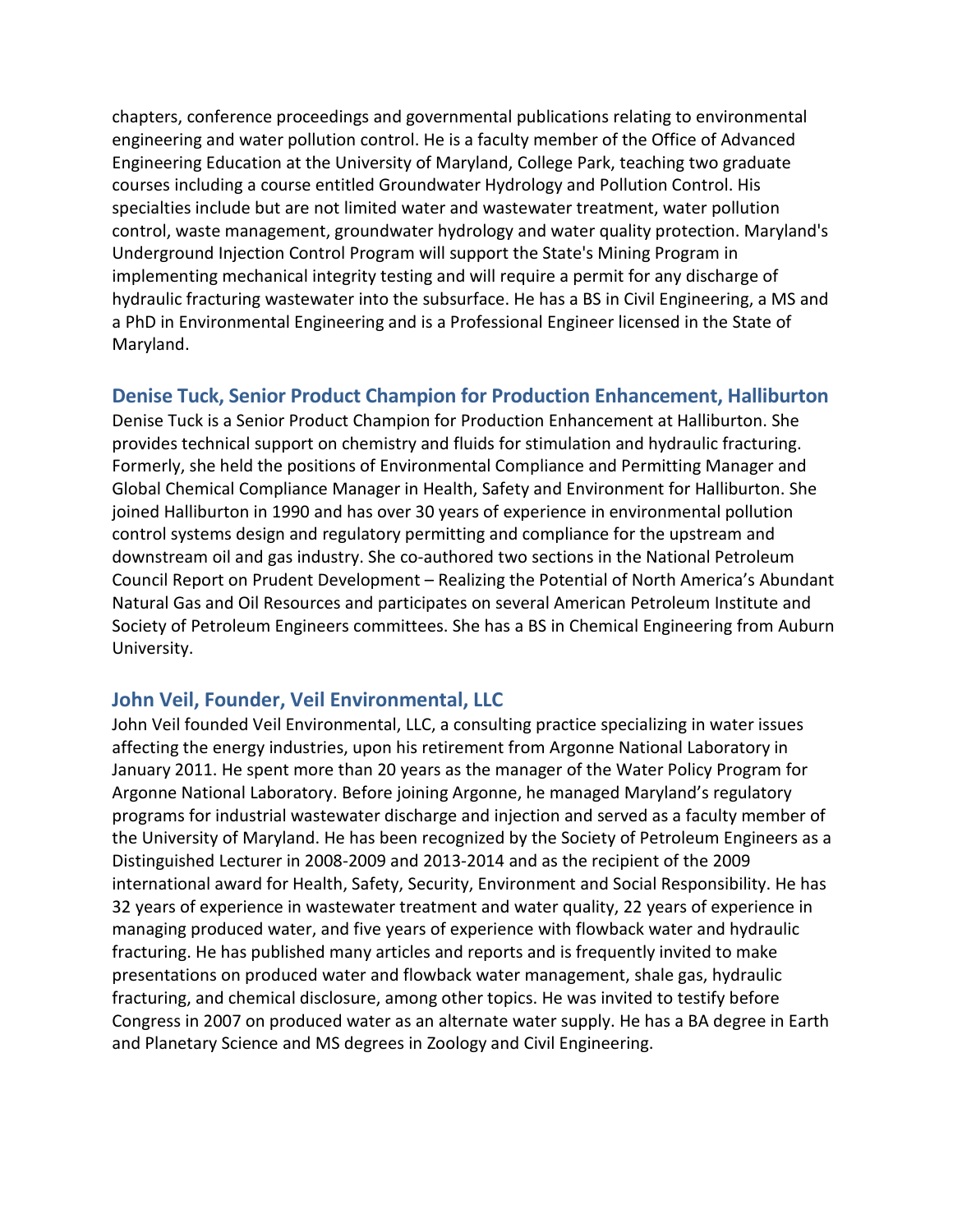chapters, conference proceedings and governmental publications relating to environmental engineering and water pollution control. He is a faculty member of the Office of Advanced Engineering Education at the University of Maryland, College Park, teaching two graduate courses including a course entitled Groundwater Hydrology and Pollution Control. His specialties include but are not limited water and wastewater treatment, water pollution control, waste management, groundwater hydrology and water quality protection. Maryland's Underground Injection Control Program will support the State's Mining Program in implementing mechanical integrity testing and will require a permit for any discharge of hydraulic fracturing wastewater into the subsurface. He has a BS in Civil Engineering, a MS and a PhD in Environmental Engineering and is a Professional Engineer licensed in the State of Maryland.

### Denise Tuck, Senior Product Champion for Production Enhancement, Halliburton

Denise Tuck is a Senior Product Champion for Production Enhancement at Halliburton. She provides technical support on chemistry and fluids for stimulation and hydraulic fracturing. Formerly, she held the positions of Environmental Compliance and Permitting Manager and Global Chemical Compliance Manager in Health, Safety and Environment for Halliburton. She joined Halliburton in 1990 and has over 30 years of experience in environmental pollution control systems design and regulatory permitting and compliance for the upstream and downstream oil and gas industry. She co-authored two sections in the National Petroleum Council Report on Prudent Development – Realizing the Potential of North America's Abundant Natural Gas and Oil Resources and participates on several American Petroleum Institute and Society of Petroleum Engineers committees. She has a BS in Chemical Engineering from Auburn University.

### John Veil, Founder, Veil Environmental, LLC

John Veil founded Veil Environmental, LLC, a consulting practice specializing in water issues affecting the energy industries, upon his retirement from Argonne National Laboratory in January 2011. He spent more than 20 years as the manager of the Water Policy Program for Argonne National Laboratory. Before joining Argonne, he managed Maryland's regulatory programs for industrial wastewater discharge and injection and served as a faculty member of the University of Maryland. He has been recognized by the Society of Petroleum Engineers as a Distinguished Lecturer in 2008-2009 and 2013-2014 and as the recipient of the 2009 international award for Health, Safety, Security, Environment and Social Responsibility. He has 32 years of experience in wastewater treatment and water quality, 22 years of experience in managing produced water, and five years of experience with flowback water and hydraulic fracturing. He has published many articles and reports and is frequently invited to make presentations on produced water and flowback water management, shale gas, hydraulic fracturing, and chemical disclosure, among other topics. He was invited to testify before Congress in 2007 on produced water as an alternate water supply. He has a BA degree in Earth and Planetary Science and MS degrees in Zoology and Civil Engineering.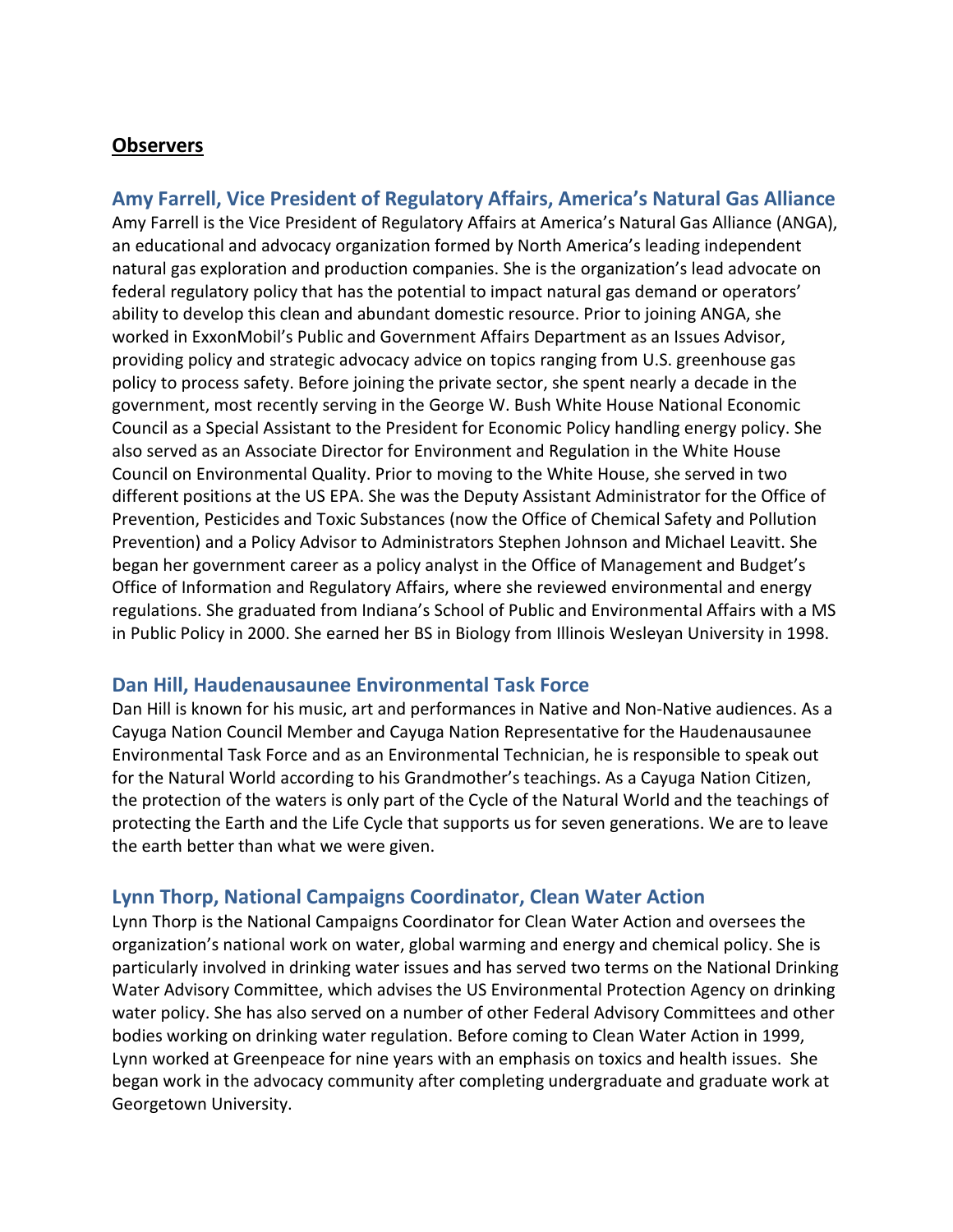## Observers

### Amy Farrell, Vice President of Regulatory Affairs, America's Natural Gas Alliance

Amy Farrell is the Vice President of Regulatory Affairs at America's Natural Gas Alliance (ANGA), an educational and advocacy organization formed by North America's leading independent natural gas exploration and production companies. She is the organization's lead advocate on federal regulatory policy that has the potential to impact natural gas demand or operators' ability to develop this clean and abundant domestic resource. Prior to joining ANGA, she worked in ExxonMobil's Public and Government Affairs Department as an Issues Advisor, providing policy and strategic advocacy advice on topics ranging from U.S. greenhouse gas policy to process safety. Before joining the private sector, she spent nearly a decade in the government, most recently serving in the George W. Bush White House National Economic Council as a Special Assistant to the President for Economic Policy handling energy policy. She also served as an Associate Director for Environment and Regulation in the White House Council on Environmental Quality. Prior to moving to the White House, she served in two different positions at the US EPA. She was the Deputy Assistant Administrator for the Office of Prevention, Pesticides and Toxic Substances (now the Office of Chemical Safety and Pollution Prevention) and a Policy Advisor to Administrators Stephen Johnson and Michael Leavitt. She began her government career as a policy analyst in the Office of Management and Budget's Office of Information and Regulatory Affairs, where she reviewed environmental and energy regulations. She graduated from Indiana's School of Public and Environmental Affairs with a MS in Public Policy in 2000. She earned her BS in Biology from Illinois Wesleyan University in 1998.

### Dan Hill, Haudenausaunee Environmental Task Force

Dan Hill is known for his music, art and performances in Native and Non-Native audiences. As a Cayuga Nation Council Member and Cayuga Nation Representative for the Haudenausaunee Environmental Task Force and as an Environmental Technician, he is responsible to speak out for the Natural World according to his Grandmother's teachings. As a Cayuga Nation Citizen, the protection of the waters is only part of the Cycle of the Natural World and the teachings of protecting the Earth and the Life Cycle that supports us for seven generations. We are to leave the earth better than what we were given.

### Lynn Thorp, National Campaigns Coordinator, Clean Water Action

Lynn Thorp is the National Campaigns Coordinator for Clean Water Action and oversees the organization's national work on water, global warming and energy and chemical policy. She is particularly involved in drinking water issues and has served two terms on the National Drinking Water Advisory Committee, which advises the US Environmental Protection Agency on drinking water policy. She has also served on a number of other Federal Advisory Committees and other bodies working on drinking water regulation. Before coming to Clean Water Action in 1999, Lynn worked at Greenpeace for nine years with an emphasis on toxics and health issues. She began work in the advocacy community after completing undergraduate and graduate work at Georgetown University.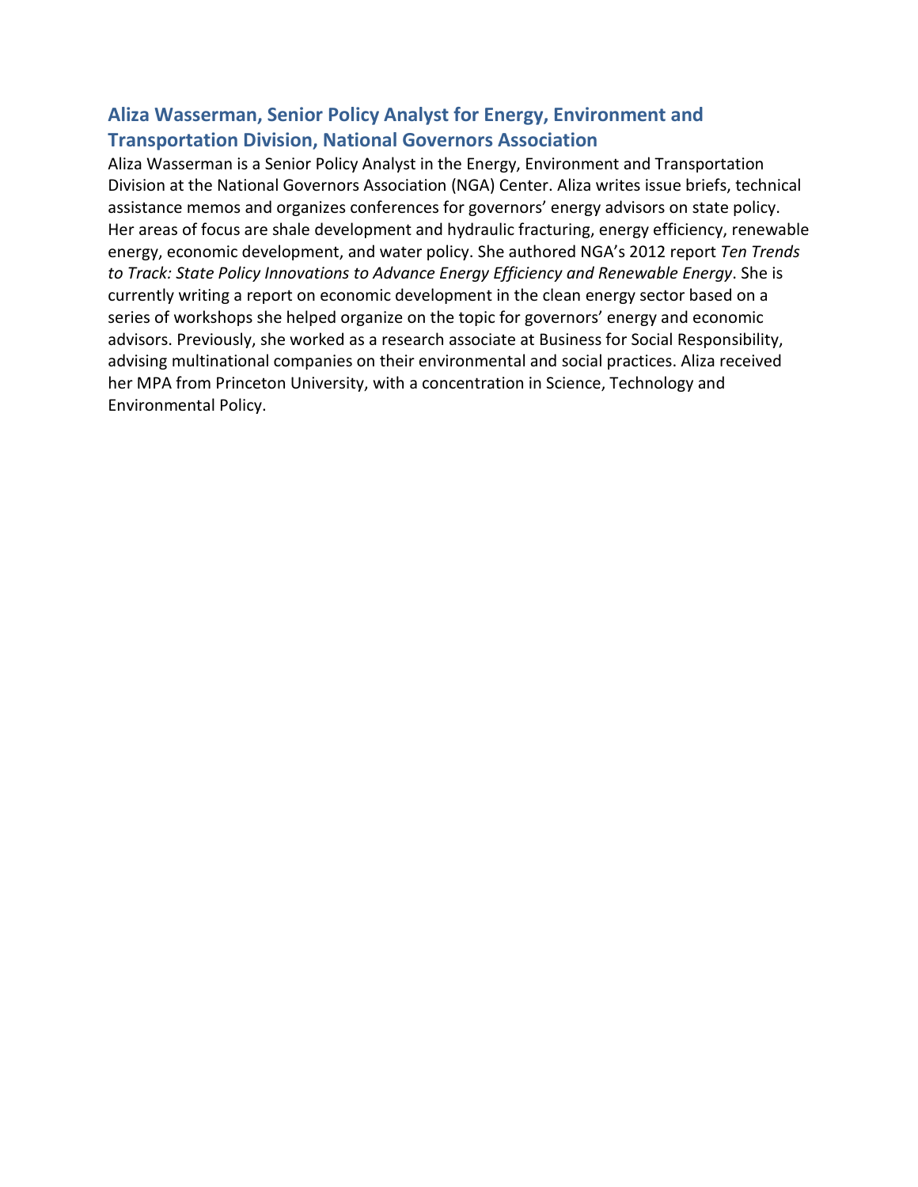### Aliza Wasserman, Senior Policy Analyst for Energy, Environment and Transportation Division, National Governors Association

Aliza Wasserman is a Senior Policy Analyst in the Energy, Environment and Transportation Division at the National Governors Association (NGA) Center. Aliza writes issue briefs, technical assistance memos and organizes conferences for governors' energy advisors on state policy. Her areas of focus are shale development and hydraulic fracturing, energy efficiency, renewable energy, economic development, and water policy. She authored NGA's 2012 report *Ten Trends to Track: State Policy Innovations to Advance Energy Efficiency and Renewable Energy*. She is currently writing a report on economic development in the clean energy sector based on a series of workshops she helped organize on the topic for governors' energy and economic advisors. Previously, she worked as a research associate at Business for Social Responsibility, advising multinational companies on their environmental and social practices. Aliza received her MPA from Princeton University, with a concentration in Science, Technology and Environmental Policy.